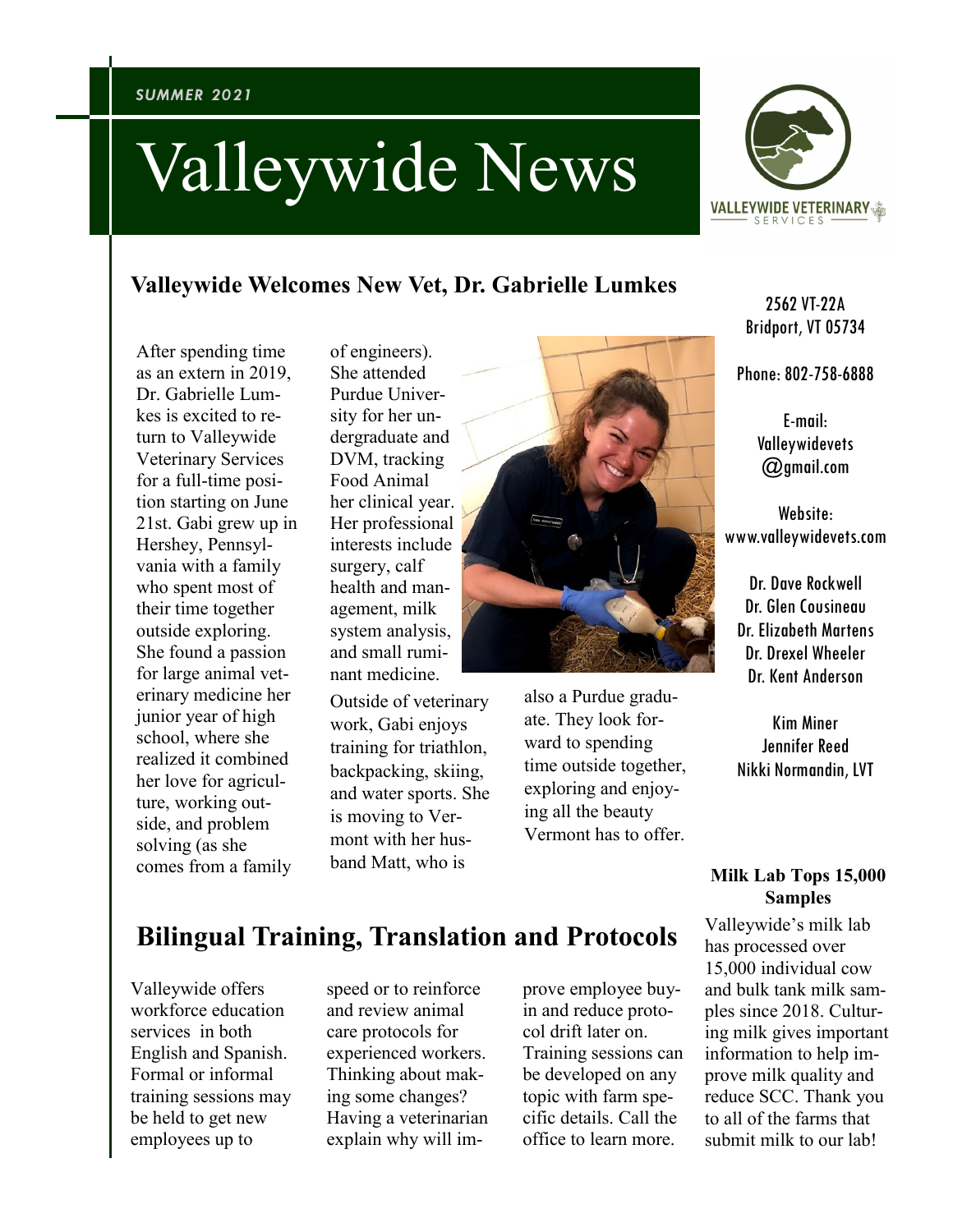*SUMMER 2021*

# Valleywide News

VALLEYWIDE VETERINARY SERVICES

2562 VT-22A
Bridport, VT 05734

Phone: 802-758-6888

E-mail:
Valleywidevets@gmail.com

Website:
www.valleywidevets.com

Dr. Dave Rockwell
Dr. Glen Cousineau
Dr. Elizabeth Martens
Dr. Drexel Wheeler
Dr. Kent Anderson

Kim Miner
Jennifer Reed
Nikki Normandin, LVT

## Valleywide Welcomes New Vet, Dr. Gabrielle Lumkes

After spending time as an extern in 2019, Dr. Gabrielle Lumkes is excited to return to Valleywide Veterinary Services for a full-time position starting on June 21st. Gabi grew up in Hershey, Pennsylvania with a family who spent most of their time together outside exploring. She found a passion for large animal veterinary medicine her junior year of high school, where she realized it combined her love for agriculture, working outside, and problem solving (as she comes from a family of engineers). She attended Purdue University for her undergraduate and DVM, tracking Food Animal her clinical year. Her professional interests include surgery, calf health and management, milk system analysis, and small ruminant medicine.

Outside of veterinary work, Gabi enjoys training for triathlon, backpacking, skiing, and water sports. She is moving to Vermont with her husband Matt, who is also a Purdue graduate. They look forward to spending time outside together, exploring and enjoying all the beauty Vermont has to offer.

## Bilingual Training, Translation and Protocols

Valleywide offers workforce education services in both English and Spanish. Formal or informal training sessions may be held to get new employees up to speed or to reinforce and review animal care protocols for experienced workers. Thinking about making some changes? Having a veterinarian explain why will improve employee buy-in and reduce protocol drift later on. Training sessions can be developed on any topic with farm specific details. Call the office to learn more.

### Milk Lab Tops 15,000 Samples

Valleywide's milk lab has processed over 15,000 individual cow and bulk tank milk samples since 2018. Culturing milk gives important information to help improve milk quality and reduce SCC. Thank you to all of the farms that submit milk to our lab!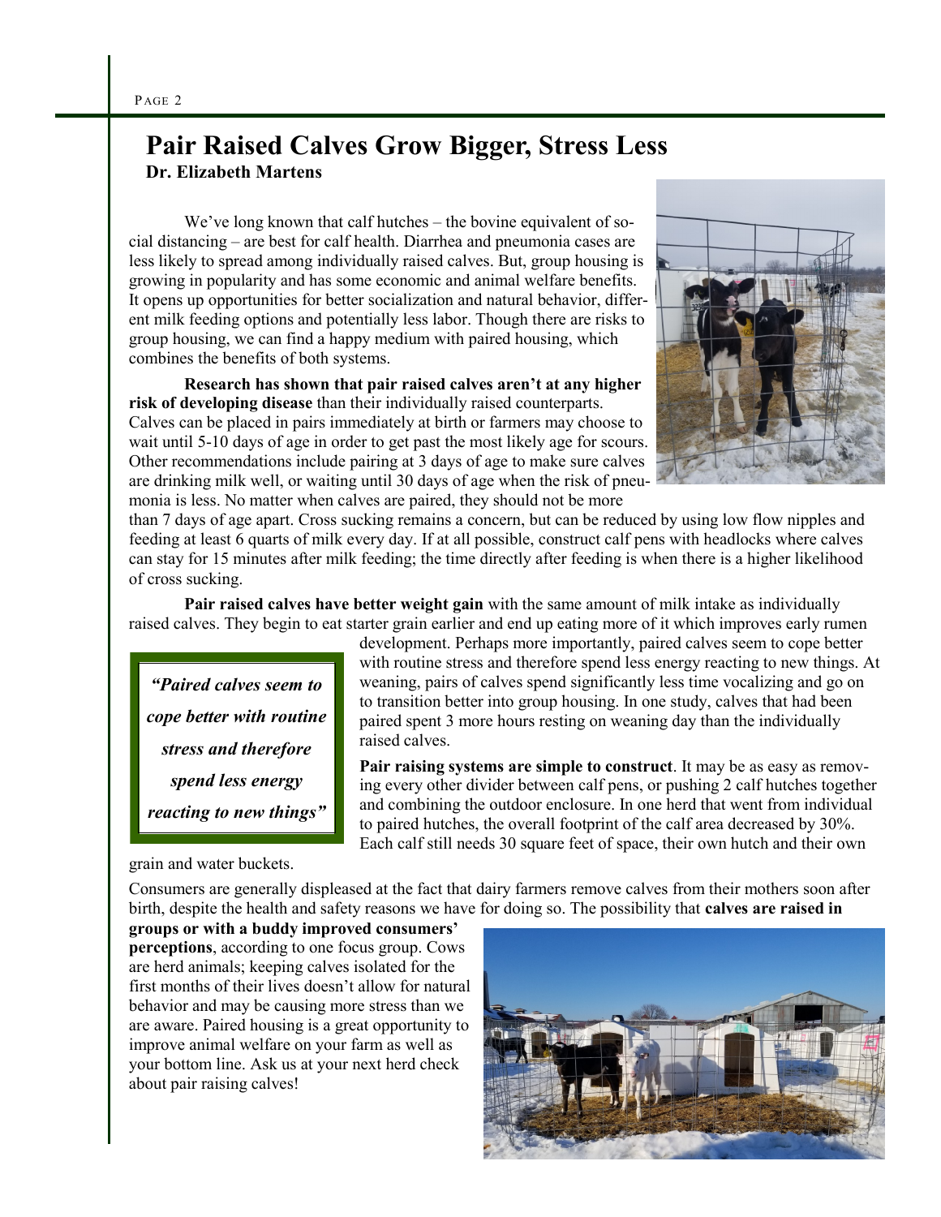# Pair Raised Calves Grow Bigger, Stress Less

**Dr. Elizabeth Martens**

We've long known that calf hutches – the bovine equivalent of social distancing – are best for calf health. Diarrhea and pneumonia cases are less likely to spread among individually raised calves. But, group housing is growing in popularity and has some economic and animal welfare benefits. It opens up opportunities for better socialization and natural behavior, different milk feeding options and potentially less labor. Though there are risks to group housing, we can find a happy medium with paired housing, which combines the benefits of both systems.

**Research has shown that pair raised calves aren't at any higher risk of developing disease** than their individually raised counterparts. Calves can be placed in pairs immediately at birth or farmers may choose to wait until 5-10 days of age in order to get past the most likely age for scours. Other recommendations include pairing at 3 days of age to make sure calves are drinking milk well, or waiting until 30 days of age when the risk of pneumonia is less. No matter when calves are paired, they should not be more than 7 days of age apart. Cross sucking remains a concern, but can be reduced by using low flow nipples and feeding at least 6 quarts of milk every day. If at all possible, construct calf pens with headlocks where calves can stay for 15 minutes after milk feeding; the time directly after feeding is when there is a higher likelihood of cross sucking.

**Pair raised calves have better weight gain** with the same amount of milk intake as individually raised calves. They begin to eat starter grain earlier and end up eating more of it which improves early rumen development. Perhaps more importantly, paired calves seem to cope better with routine stress and therefore spend less energy reacting to new things. At weaning, pairs of calves spend significantly less time vocalizing and go on to transition better into group housing. In one study, calves that had been paired spent 3 more hours resting on weaning day than the individually raised calves.

> ***"Paired calves seem to cope better with routine stress and therefore spend less energy reacting to new things"***

**Pair raising systems are simple to construct**. It may be as easy as removing every other divider between calf pens, or pushing 2 calf hutches together and combining the outdoor enclosure. In one herd that went from individual to paired hutches, the overall footprint of the calf area decreased by 30%. Each calf still needs 30 square feet of space, their own hutch and their own grain and water buckets.

Consumers are generally displeased at the fact that dairy farmers remove calves from their mothers soon after birth, despite the health and safety reasons we have for doing so. The possibility that **calves are raised in groups or with a buddy improved consumers' perceptions**, according to one focus group. Cows are herd animals; keeping calves isolated for the first months of their lives doesn't allow for natural behavior and may be causing more stress than we are aware. Paired housing is a great opportunity to improve animal welfare on your farm as well as your bottom line. Ask us at your next herd check about pair raising calves!